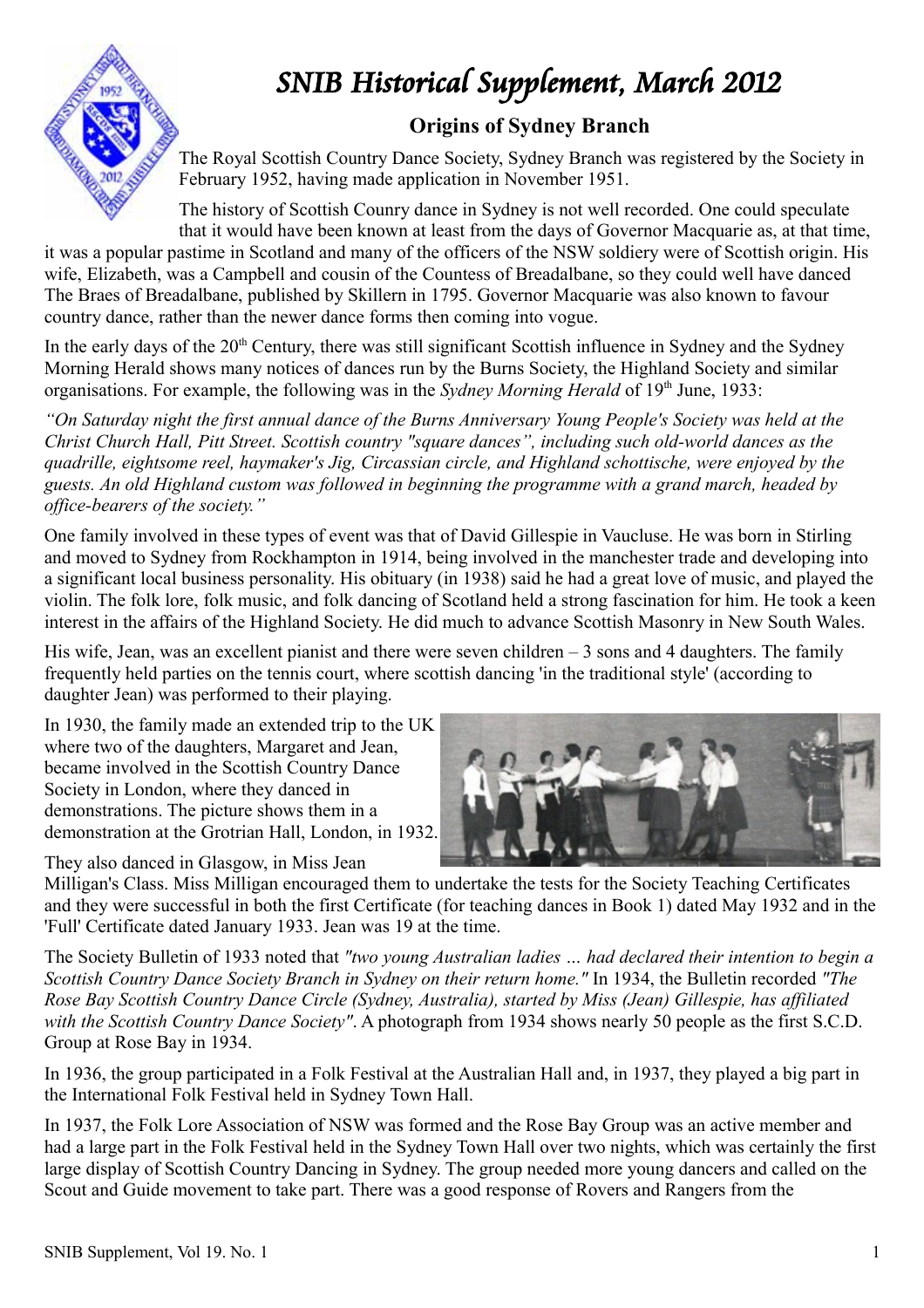# SNIB Historical Supplement, March 2012

## Origins of Sydney Branch

The Royal Scottish Country Dance Society, Sydney Branch was registered by the Society in February 1952, having made application in November 1951.

The history of Scottish Coun­ry dance in Sydney is not well recorded. One could speculate that it would have been known at least from the days of Governor Macquarie as, at that time, it was a popular pastime in Scotland and many of the officers of the NSW soldiery were of Scottish origin. His wife, Elizabeth, was a Campbell and cousin of the Countess of Breadalbane, so they could well have danced The Braes of Breadalbane, published by Skillern in 1795. Governor Macquarie was also known to favour country dance, rather than the newer dance forms then coming into vogue.

In the early days of the 20th Century, there was still significant Scottish influence in Sydney and the Sydney Morning Herald shows many notices of dances run by the Burns Society, the Highland Society and similar organisations. For example, the following was in the *Sydney Morning Herald* of 19th June, 1933:

*"On Saturday night the first annual dance of the Burns Anniversary Young People's Society was held at the Christ Church Hall, Pitt Street. Scottish country "square dances", including such old-world dances as the quadrille, eightsome reel, haymaker's Jig, Circassian circle, and Highland schottische, were enjoyed by the guests. An old Highland custom was followed in beginning the programme with a grand march, headed by office-bearers of the society."*

One family involved in these types of event was that of David Gillespie in Vaucluse. He was born in Stirling and moved to Sydney from Rockhampton in 1914, being involved in the manchester trade and developing into a significant local business personality. His obituary (in 1938) said he had a great love of music, and played the violin. The folk lore, folk music, and folk dancing of Scotland held a strong fascination for him. He took a keen interest in the affairs of the Highland Society. He did much to advance Scottish Masonry in New South Wales.

His wife, Jean, was an excellent pianist and there were seven children – 3 sons and 4 daughters. The family frequently held parties on the tennis court, where scottish dancing 'in the traditional style' (according to daughter Jean) was performed to their playing.

In 1930, the family made an extended trip to the UK where two of the daughters, Margaret and Jean, became involved in the Scottish Country Dance Society in London, where they danced in demonstrations. The picture shows them in a demonstration at the Grotrian Hall, London, in 1932.

They also danced in Glasgow, in Miss Jean Milligan's Class. Miss Milligan encouraged them to undertake the tests for the Society Teaching Certificates and they were successful in both the first Certificate (for teaching dances in Book 1) dated May 1932 and in the 'Full' Certificate dated January 1933. Jean was 19 at the time.

The Society Bulletin of 1933 noted that *"two young Australian ladies … had declared their intention to begin a Scottish Country Dance Society Branch in Sydney on their return home."* In 1934, the Bulletin recorded *"The Rose Bay Scottish Country Dance Circle (Sydney, Australia), started by Miss (Jean) Gillespie, has affiliated with the Scottish Country Dance Society"*. A photograph from 1934 shows nearly 50 people as the first S.C.D. Group at Rose Bay in 1934.

In 1936, the group participated in a Folk Festival at the Australian Hall and, in 1937, they played a big part in the International Folk Festival held in Sydney Town Hall.

In 1937, the Folk Lore Association of NSW was formed and the Rose Bay Group was an active member and had a large part in the Folk Festival held in the Sydney Town Hall over two nights, which was certainly the first large display of Scottish Country Dancing in Sydney. The group needed more young dancers and called on the Scout and Guide movement to take part. There was a good response of Rovers and Rangers from the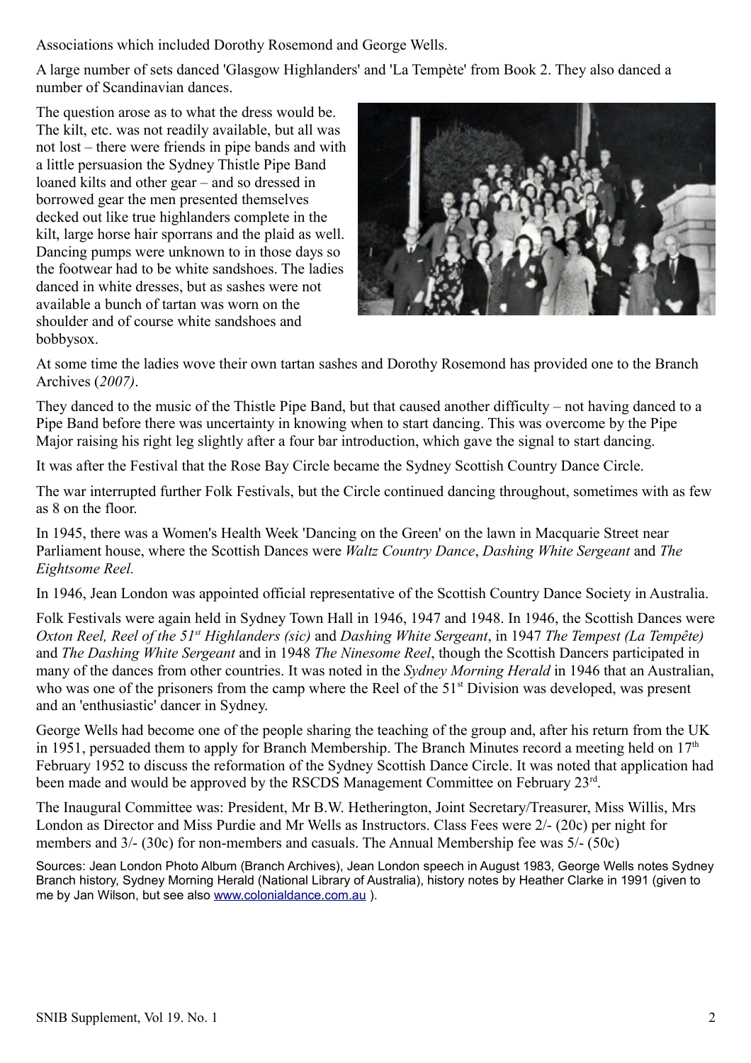Associations which included Dorothy Rosemond and George Wells.

A large number of sets danced 'Glasgow Highlanders' and 'La Tempète' from Book 2. They also danced a number of Scandinavian dances.

The question arose as to what the dress would be. The kilt, etc. was not readily available, but all was not lost – there were friends in pipe bands and with a little persuasion the Sydney Thistle Pipe Band loaned kilts and other gear – and so dressed in borrowed gear the men presented themselves decked out like true highlanders complete in the kilt, large horse hair sporrans and the plaid as well. Dancing pumps were unknown to in those days so the footwear had to be white sandshoes. The ladies danced in white dresses, but as sashes were not available a bunch of tartan was worn on the shoulder and of course white sandshoes and bobbysox.

At some time the ladies wove their own tartan sashes and Dorothy Rosemond has provided one to the Branch Archives (*2007)*.

They danced to the music of the Thistle Pipe Band, but that caused another difficulty – not having danced to a Pipe Band before there was uncertainty in knowing when to start dancing. This was overcome by the Pipe Major raising his right leg slightly after a four bar introduction, which gave the signal to start dancing.

It was after the Festival that the Rose Bay Circle became the Sydney Scottish Country Dance Circle.

The war interrupted further Folk Festivals, but the Circle continued dancing throughout, sometimes with as few as 8 on the floor.

In 1945, there was a Women's Health Week 'Dancing on the Green' on the lawn in Macquarie Street near Parliament house, where the Scottish Dances were *Waltz Country Dance*, *Dashing White Sergeant* and *The Eightsome Reel.*

In 1946, Jean London was appointed official representative of the Scottish Country Dance Society in Australia.

Folk Festivals were again held in Sydney Town Hall in 1946, 1947 and 1948. In 1946, the Scottish Dances were *Oxton Reel, Reel of the 51st Highlanders (sic)* and *Dashing White Sergeant*, in 1947 *The Tempest (La Tempête)* and *The Dashing White Sergeant* and in 1948 *The Ninesome Reel*, though the Scottish Dancers participated in many of the dances from other countries. It was noted in the *Sydney Morning Herald* in 1946 that an Australian, who was one of the prisoners from the camp where the Reel of the 51st Division was developed, was present and an 'enthusiastic' dancer in Sydney.

George Wells had become one of the people sharing the teaching of the group and, after his return from the UK in 1951, persuaded them to apply for Branch Membership. The Branch Minutes record a meeting held on 17th February 1952 to discuss the reformation of the Sydney Scottish Dance Circle. It was noted that application had been made and would be approved by the RSCDS Management Committee on February 23rd.

The Inaugural Committee was: President, Mr B.W. Hetherington, Joint Secretary/Treasurer, Miss Willis, Mrs London as Director and Miss Purdie and Mr Wells as Instructors. Class Fees were 2/- (20c) per night for members and 3/- (30c) for non-members and casuals. The Annual Membership fee was 5/- (50c)

Sources: Jean London Photo Album (Branch Archives), Jean London speech in August 1983, George Wells notes Sydney Branch history, Sydney Morning Herald (National Library of Australia), history notes by Heather Clarke in 1991 (given to me by Jan Wilson, but see also www.colonialdance.com.au ).